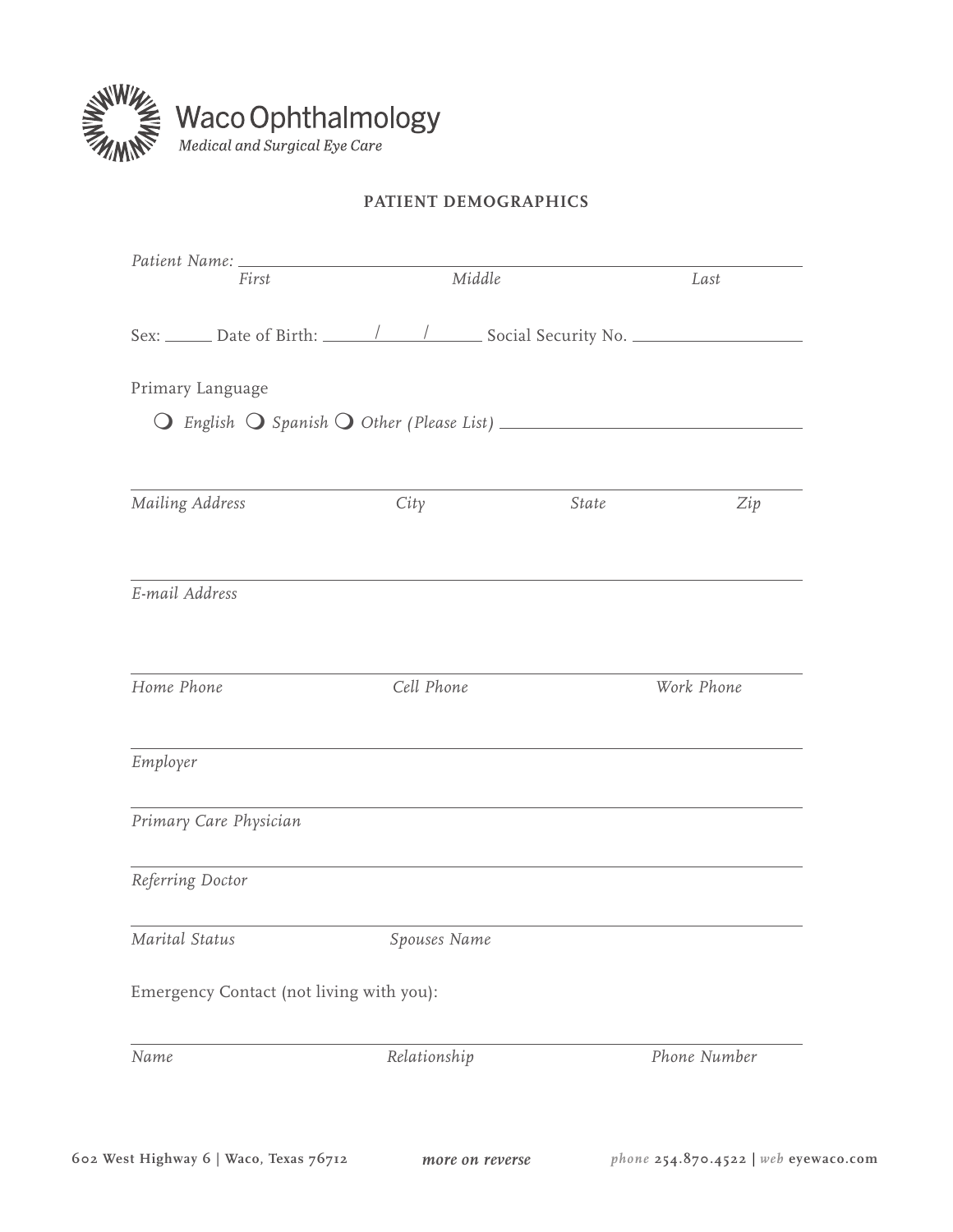**Waco Ophthalmology**
*Medical and Surgical Eye Care*

## PATIENT DEMOGRAPHICS

*Patient Name:* ______________________________________________
*First* *Middle* *Last*

Sex: ______ Date of Birth: ______/______/______ Social Security No. ____________________

Primary Language

❍ *English* ❍ *Spanish* ❍ *Other (Please List)* ______________________________

______________________________________________
*Mailing Address* *City* *State* *Zip*

______________________________________________
*E-mail Address*

______________________________________________
*Home Phone* *Cell Phone* *Work Phone*

______________________________________________
*Employer*

______________________________________________
*Primary Care Physician*

______________________________________________
*Referring Doctor*

______________________________________________
*Marital Status* *Spouses Name*

Emergency Contact (not living with you):

______________________________________________
*Name* *Relationship* *Phone Number*

602 West Highway 6 | Waco, Texas 76712 *more on reverse* *phone* 254.870.4522 | *web* eyewaco.com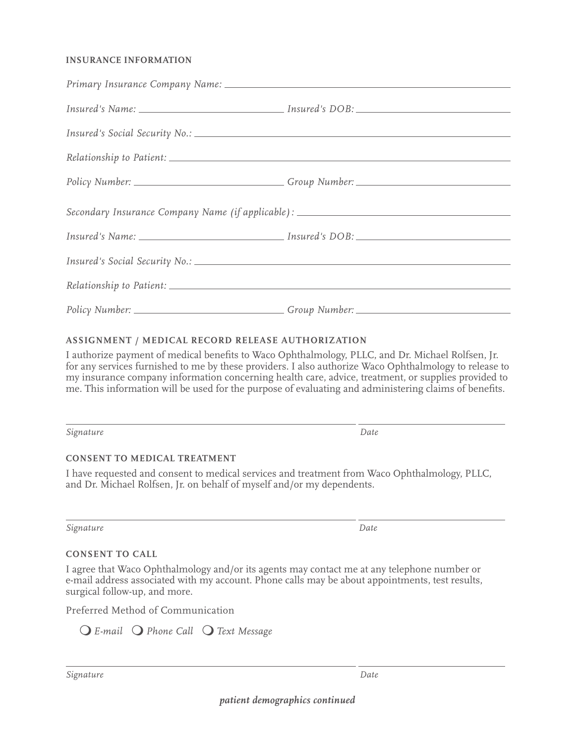## INSURANCE INFORMATION

*Primary Insurance Company Name:* ______________________________

*Insured's Name:* ______________________ *Insured's DOB:* ______________________

*Insured's Social Security No.:* ______________________________

*Relationship to Patient:* ______________________________

*Policy Number:* ______________________ *Group Number:* ______________________

*Secondary Insurance Company Name (if applicable):* ______________________________

*Insured's Name:* ______________________ *Insured's DOB:* ______________________

*Insured's Social Security No.:* ______________________________

*Relationship to Patient:* ______________________________

*Policy Number:* ______________________ *Group Number:* ______________________

## ASSIGNMENT / MEDICAL RECORD RELEASE AUTHORIZATION

I authorize payment of medical benefits to Waco Ophthalmology, PLLC, and Dr. Michael Rolfsen, Jr. for any services furnished to me by these providers. I also authorize Waco Ophthalmology to release to my insurance company information concerning health care, advice, treatment, or supplies provided to me. This information will be used for the purpose of evaluating and administering claims of benefits.

______________________________ ______________________

*Signature* *Date*

## CONSENT TO MEDICAL TREATMENT

I have requested and consent to medical services and treatment from Waco Ophthalmology, PLLC, and Dr. Michael Rolfsen, Jr. on behalf of myself and/or my dependents.

______________________________ ______________________

*Signature* *Date*

## CONSENT TO CALL

I agree that Waco Ophthalmology and/or its agents may contact me at any telephone number or e-mail address associated with my account. Phone calls may be about appointments, test results, surgical follow-up, and more.

Preferred Method of Communication

❍ *E-mail* ❍ *Phone Call* ❍ *Text Message*

______________________________ ______________________

*Signature* *Date*

***patient demographics continued***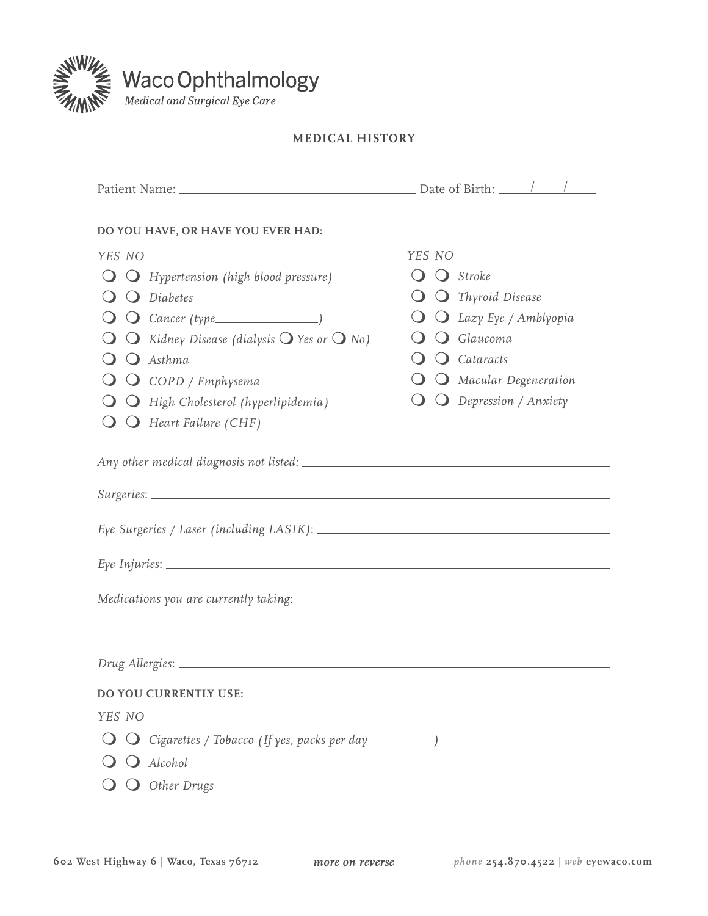Waco Ophthalmology
*Medical and Surgical Eye Care*

## MEDICAL HISTORY

Patient Name: ____________________ Date of Birth: ____/____/____

**DO YOU HAVE, OR HAVE YOU EVER HAD:**

| YES | NO | |
|---|---|---|
| ❍ | ❍ | *Hypertension (high blood pressure)* |
| ❍ | ❍ | *Diabetes* |
| ❍ | ❍ | *Cancer (type________________)* |
| ❍ | ❍ | *Kidney Disease (dialysis ❍ Yes or ❍ No)* |
| ❍ | ❍ | *Asthma* |
| ❍ | ❍ | *COPD / Emphysema* |
| ❍ | ❍ | *High Cholesterol (hyperlipidemia)* |
| ❍ | ❍ | *Heart Failure (CHF)* |
| ❍ | ❍ | *Stroke* |
| ❍ | ❍ | *Thyroid Disease* |
| ❍ | ❍ | *Lazy Eye / Amblyopia* |
| ❍ | ❍ | *Glaucoma* |
| ❍ | ❍ | *Cataracts* |
| ❍ | ❍ | *Macular Degeneration* |
| ❍ | ❍ | *Depression / Anxiety* |

*Any other medical diagnosis not listed:* ____________________

*Surgeries*: ____________________

*Eye Surgeries / Laser (including LASIK)*: ____________________

*Eye Injuries*: ____________________

*Medications you are currently taking*: ____________________

____________________

*Drug Allergies*: ____________________

**DO YOU CURRENTLY USE:**

| YES | NO | |
|---|---|---|
| ❍ | ❍ | *Cigarettes / Tobacco (If yes, packs per day ________ )* |
| ❍ | ❍ | *Alcohol* |
| ❍ | ❍ | *Other Drugs* |

602 West Highway 6 | Waco, Texas 76712 — *more on reverse* — *phone* 254.870.4522 | *web* eyewaco.com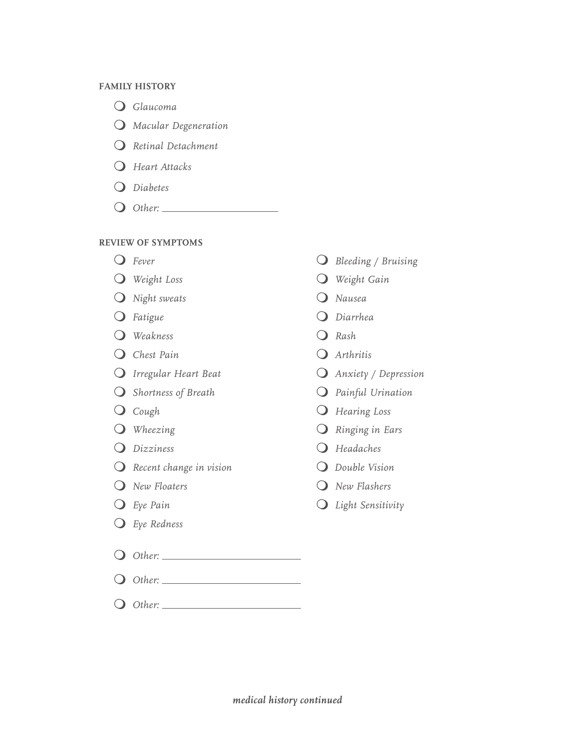**FAMILY HISTORY**

- ❍ *Glaucoma*
- ❍ *Macular Degeneration*
- ❍ *Retinal Detachment*
- ❍ *Heart Attacks*
- ❍ *Diabetes*
- ❍ *Other:* ____________________

**REVIEW OF SYMPTOMS**

- ❍ *Fever*
- ❍ *Weight Loss*
- ❍ *Night sweats*
- ❍ *Fatigue*
- ❍ *Weakness*
- ❍ *Chest Pain*
- ❍ *Irregular Heart Beat*
- ❍ *Shortness of Breath*
- ❍ *Cough*
- ❍ *Wheezing*
- ❍ *Dizziness*
- ❍ *Recent change in vision*
- ❍ *New Floaters*
- ❍ *Eye Pain*
- ❍ *Eye Redness*
- ❍ *Bleeding / Bruising*
- ❍ *Weight Gain*
- ❍ *Nausea*
- ❍ *Diarrhea*
- ❍ *Rash*
- ❍ *Arthritis*
- ❍ *Anxiety / Depression*
- ❍ *Painful Urination*
- ❍ *Hearing Loss*
- ❍ *Ringing in Ears*
- ❍ *Headaches*
- ❍ *Double Vision*
- ❍ *New Flashers*
- ❍ *Light Sensitivity*
- ❍ *Other:* ________________________
- ❍ *Other:* ________________________
- ❍ *Other:* ________________________

***medical history continued***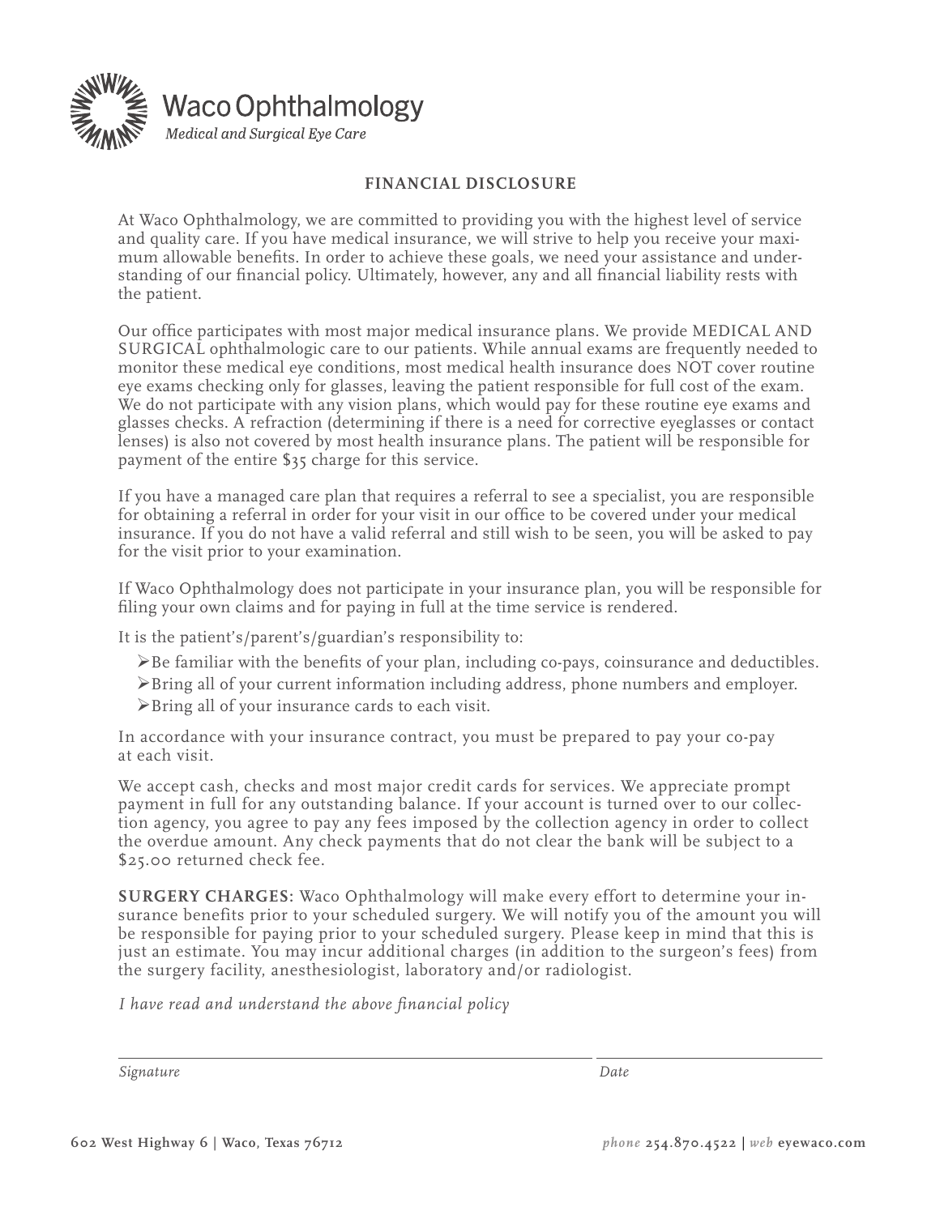# Waco Ophthalmology

*Medical and Surgical Eye Care*

## FINANCIAL DISCLOSURE

At Waco Ophthalmology, we are committed to providing you with the highest level of service and quality care. If you have medical insurance, we will strive to help you receive your maximum allowable benefits. In order to achieve these goals, we need your assistance and understanding of our financial policy. Ultimately, however, any and all financial liability rests with the patient.

Our office participates with most major medical insurance plans. We provide MEDICAL AND SURGICAL ophthalmologic care to our patients. While annual exams are frequently needed to monitor these medical eye conditions, most medical health insurance does NOT cover routine eye exams checking only for glasses, leaving the patient responsible for full cost of the exam. We do not participate with any vision plans, which would pay for these routine eye exams and glasses checks. A refraction (determining if there is a need for corrective eyeglasses or contact lenses) is also not covered by most health insurance plans. The patient will be responsible for payment of the entire $35 charge for this service.

If you have a managed care plan that requires a referral to see a specialist, you are responsible for obtaining a referral in order for your visit in our office to be covered under your medical insurance. If you do not have a valid referral and still wish to be seen, you will be asked to pay for the visit prior to your examination.

If Waco Ophthalmology does not participate in your insurance plan, you will be responsible for filing your own claims and for paying in full at the time service is rendered.

It is the patient's/parent's/guardian's responsibility to:

- Be familiar with the benefits of your plan, including co-pays, coinsurance and deductibles.
- Bring all of your current information including address, phone numbers and employer.
- Bring all of your insurance cards to each visit.

In accordance with your insurance contract, you must be prepared to pay your co-pay at each visit.

We accept cash, checks and most major credit cards for services. We appreciate prompt payment in full for any outstanding balance. If your account is turned over to our collection agency, you agree to pay any fees imposed by the collection agency in order to collect the overdue amount. Any check payments that do not clear the bank will be subject to a $25.00 returned check fee.

**SURGERY CHARGES:** Waco Ophthalmology will make every effort to determine your insurance benefits prior to your scheduled surgery. We will notify you of the amount you will be responsible for paying prior to your scheduled surgery. Please keep in mind that this is just an estimate. You may incur additional charges (in addition to the surgeon's fees) from the surgery facility, anesthesiologist, laboratory and/or radiologist.

*I have read and understand the above financial policy*

_______________________________________ ____________________

*Signature* *Date*

**602 West Highway 6 | Waco, Texas 76712** *phone* **254.870.4522** | *web* **eyewaco.com**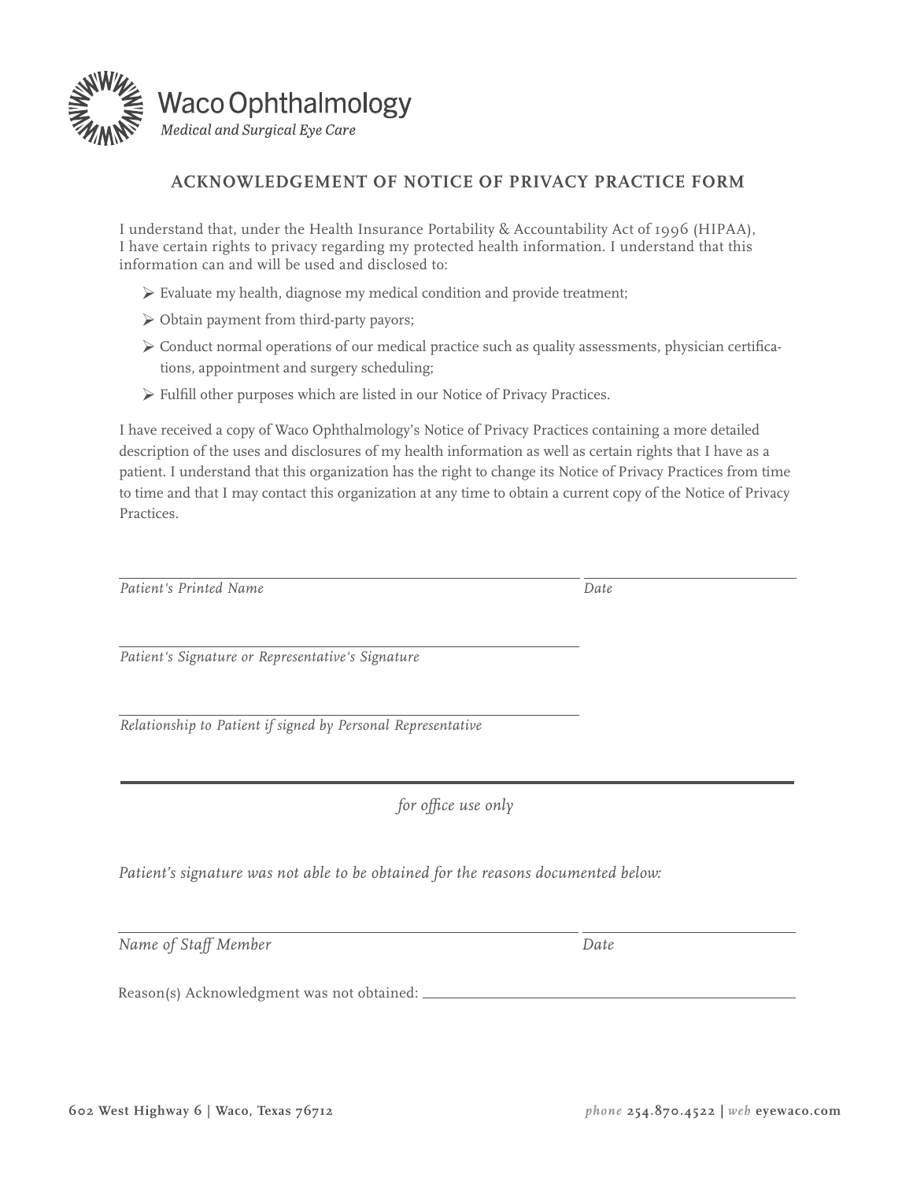Waco Ophthalmology

*Medical and Surgical Eye Care*

## ACKNOWLEDGEMENT OF NOTICE OF PRIVACY PRACTICE FORM

I understand that, under the Health Insurance Portability & Accountability Act of 1996 (HIPAA), I have certain rights to privacy regarding my protected health information. I understand that this information can and will be used and disclosed to:

- Evaluate my health, diagnose my medical condition and provide treatment;
- Obtain payment from third-party payors;
- Conduct normal operations of our medical practice such as quality assessments, physician certifications, appointment and surgery scheduling;
- Fulfill other purposes which are listed in our Notice of Privacy Practices.

I have received a copy of Waco Ophthalmology's Notice of Privacy Practices containing a more detailed description of the uses and disclosures of my health information as well as certain rights that I have as a patient. I understand that this organization has the right to change its Notice of Privacy Practices from time to time and that I may contact this organization at any time to obtain a current copy of the Notice of Privacy Practices.

______________________________________ ______________

*Patient's Printed Name* *Date*

______________________________________

*Patient's Signature or Representative's Signature*

______________________________________

*Relationship to Patient if signed by Personal Representative*

---

*for office use only*

*Patient's signature was not able to be obtained for the reasons documented below:*

______________________________________ ______________

*Name of Staff Member* *Date*

Reason(s) Acknowledgment was not obtained: ______________________________

602 West Highway 6 | Waco, Texas 76712

*phone* 254.870.4522 | *web* eyewaco.com